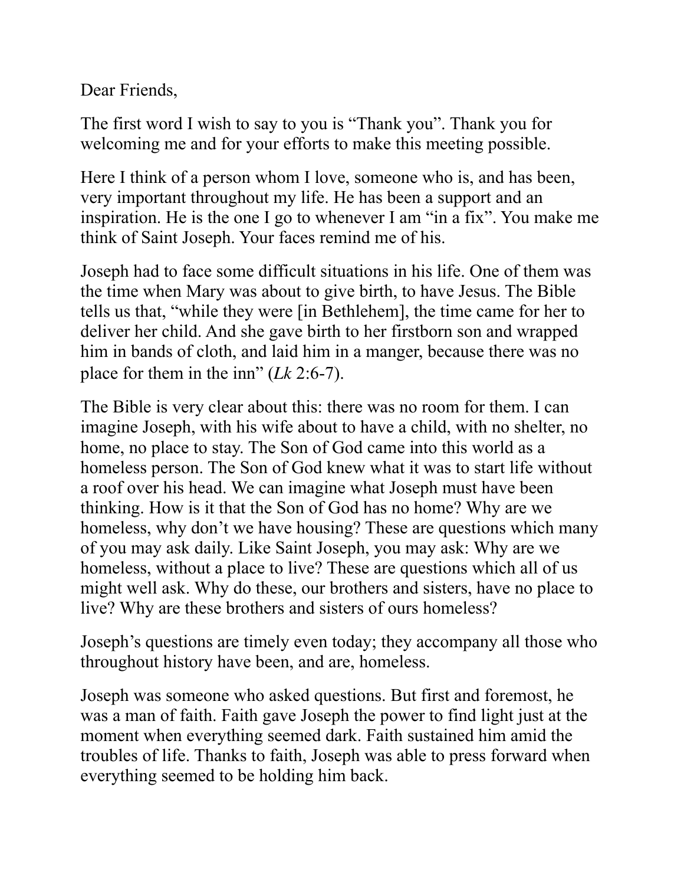Dear Friends,

The first word I wish to say to you is “Thank you”. Thank you for welcoming me and for your efforts to make this meeting possible.

Here I think of a person whom I love, someone who is, and has been, very important throughout my life. He has been a support and an inspiration. He is the one I go to whenever I am “in a fix”. You make me think of Saint Joseph. Your faces remind me of his.

Joseph had to face some difficult situations in his life. One of them was the time when Mary was about to give birth, to have Jesus. The Bible tells us that, “while they were [in Bethlehem], the time came for her to deliver her child. And she gave birth to her firstborn son and wrapped him in bands of cloth, and laid him in a manger, because there was no place for them in the inn” (*Lk* 2:6-7).

The Bible is very clear about this: there was no room for them. I can imagine Joseph, with his wife about to have a child, with no shelter, no home, no place to stay. The Son of God came into this world as a homeless person. The Son of God knew what it was to start life without a roof over his head. We can imagine what Joseph must have been thinking. How is it that the Son of God has no home? Why are we homeless, why don’t we have housing? These are questions which many of you may ask daily. Like Saint Joseph, you may ask: Why are we homeless, without a place to live? These are questions which all of us might well ask. Why do these, our brothers and sisters, have no place to live? Why are these brothers and sisters of ours homeless?

Joseph’s questions are timely even today; they accompany all those who throughout history have been, and are, homeless.

Joseph was someone who asked questions. But first and foremost, he was a man of faith. Faith gave Joseph the power to find light just at the moment when everything seemed dark. Faith sustained him amid the troubles of life. Thanks to faith, Joseph was able to press forward when everything seemed to be holding him back.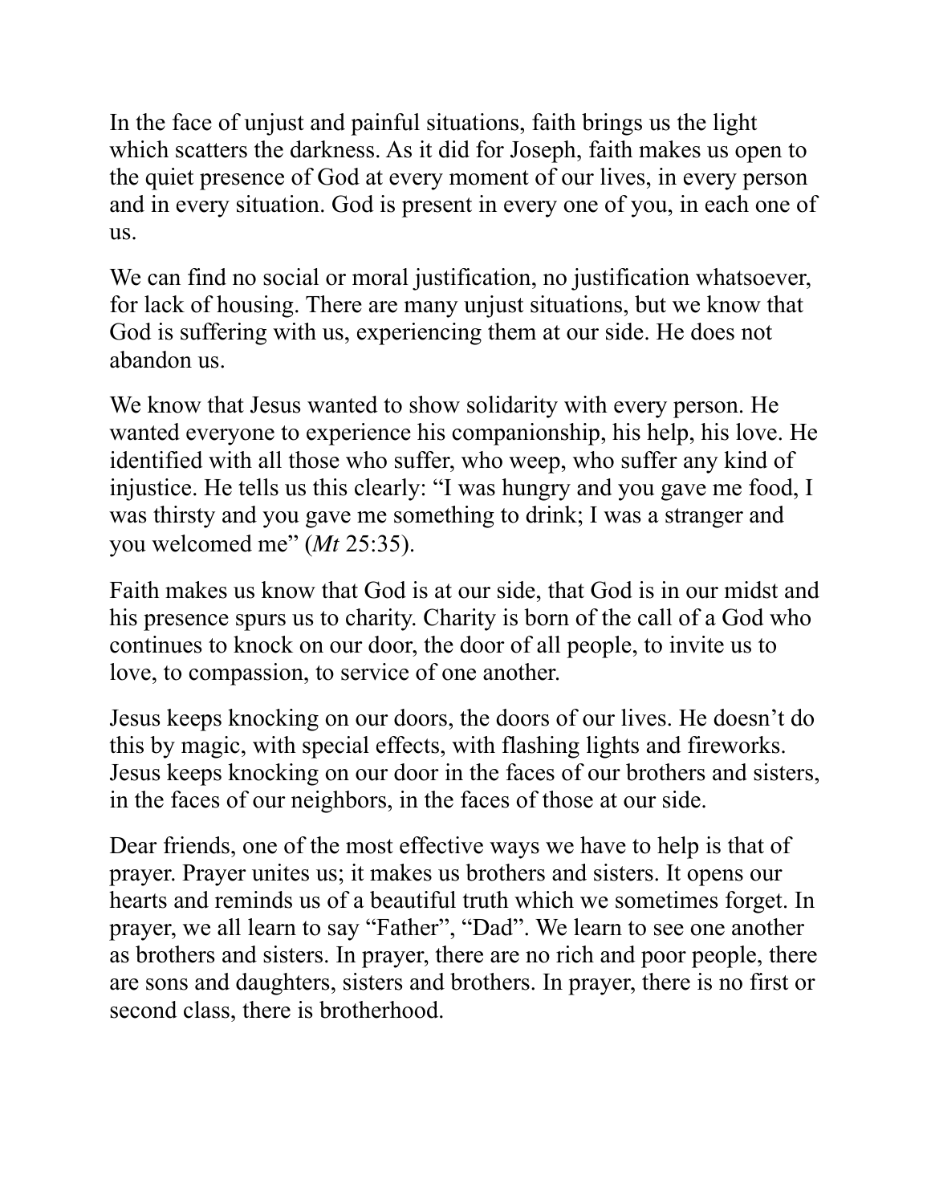In the face of unjust and painful situations, faith brings us the light which scatters the darkness. As it did for Joseph, faith makes us open to the quiet presence of God at every moment of our lives, in every person and in every situation. God is present in every one of you, in each one of us.

We can find no social or moral justification, no justification whatsoever, for lack of housing. There are many unjust situations, but we know that God is suffering with us, experiencing them at our side. He does not abandon us.

We know that Jesus wanted to show solidarity with every person. He wanted everyone to experience his companionship, his help, his love. He identified with all those who suffer, who weep, who suffer any kind of injustice. He tells us this clearly: "I was hungry and you gave me food, I was thirsty and you gave me something to drink; I was a stranger and you welcomed me" (*Mt* 25:35).

Faith makes us know that God is at our side, that God is in our midst and his presence spurs us to charity. Charity is born of the call of a God who continues to knock on our door, the door of all people, to invite us to love, to compassion, to service of one another.

Jesus keeps knocking on our doors, the doors of our lives. He doesn't do this by magic, with special effects, with flashing lights and fireworks. Jesus keeps knocking on our door in the faces of our brothers and sisters, in the faces of our neighbors, in the faces of those at our side.

Dear friends, one of the most effective ways we have to help is that of prayer. Prayer unites us; it makes us brothers and sisters. It opens our hearts and reminds us of a beautiful truth which we sometimes forget. In prayer, we all learn to say "Father", "Dad". We learn to see one another as brothers and sisters. In prayer, there are no rich and poor people, there are sons and daughters, sisters and brothers. In prayer, there is no first or second class, there is brotherhood.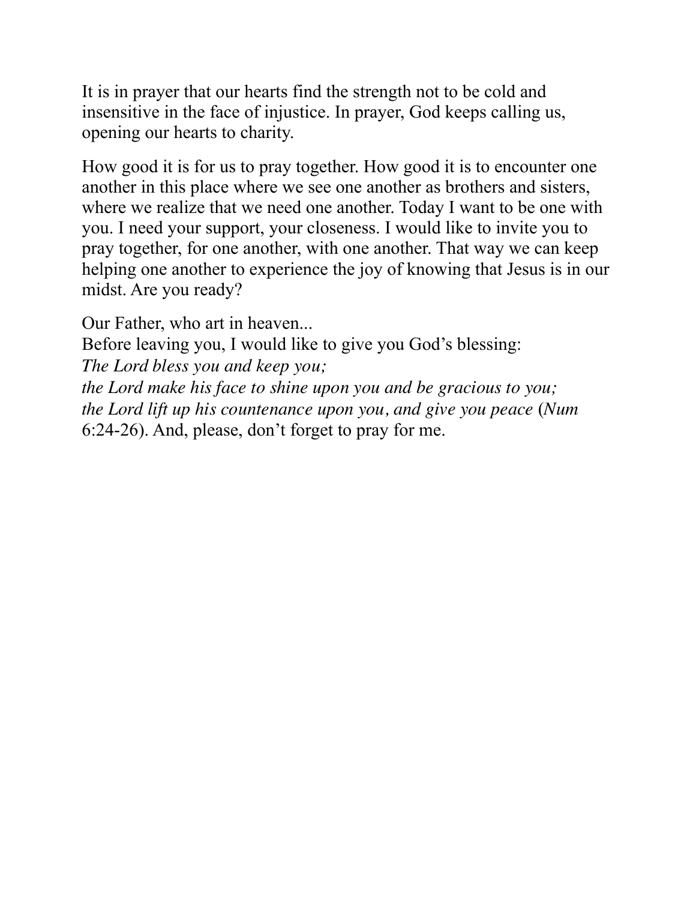It is in prayer that our hearts find the strength not to be cold and insensitive in the face of injustice. In prayer, God keeps calling us, opening our hearts to charity.

How good it is for us to pray together. How good it is to encounter one another in this place where we see one another as brothers and sisters, where we realize that we need one another. Today I want to be one with you. I need your support, your closeness. I would like to invite you to pray together, for one another, with one another. That way we can keep helping one another to experience the joy of knowing that Jesus is in our midst. Are you ready?

Our Father, who art in heaven...
Before leaving you, I would like to give you God's blessing:
*The Lord bless you and keep you;*
*the Lord make his face to shine upon you and be gracious to you;*
*the Lord lift up his countenance upon you, and give you peace* (*Num* 6:24-26). And, please, don't forget to pray for me.